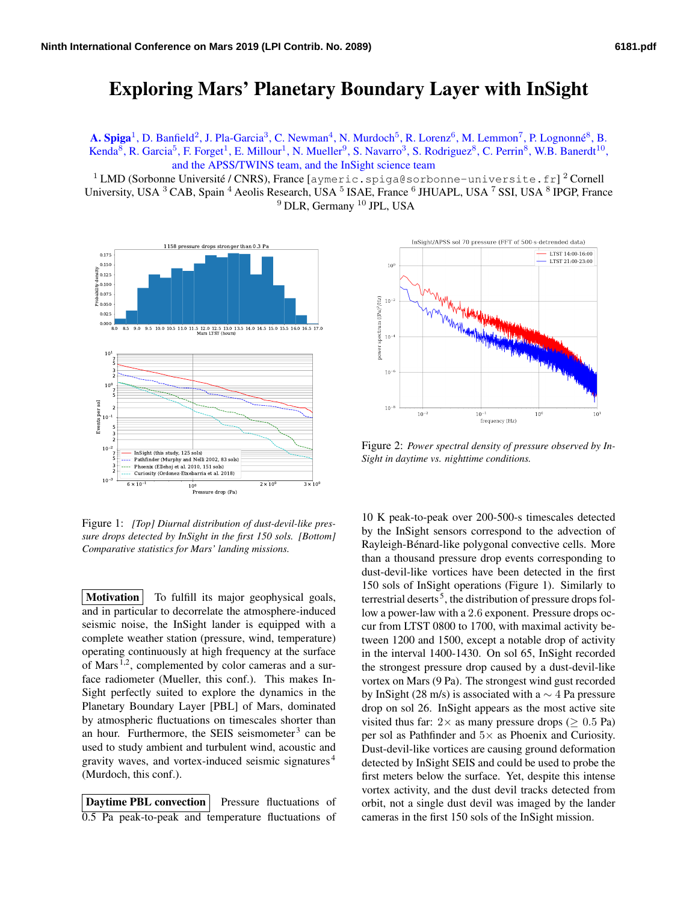# Exploring Mars' Planetary Boundary Layer with InSight

**A. Spiga**[1], D. Banfield[2], J. Pla-Garcia[3], C. Newman[4], N. Murdoch[5], R. Lorenz[6], M. Lemmon[7], P. Lognonné[8], B. Kenda[8], R. Garcia[5], F. Forget[1], E. Millour[1], N. Mueller[9], S. Navarro[3], S. Rodriguez[8], C. Perrin[8], W.B. Banerdt[10], and the APSS/TWINS team, and the InSight science team

[1] LMD (Sorbonne Université / CNRS), France [aymeric.spiga@sorbonne-universite.fr] [2] Cornell University, USA [3] CAB, Spain [4] Aeolis Research, USA [5] ISAE, France [6] JHUAPL, USA [7] SSI, USA [8] IPGP, France [9] DLR, Germany [10] JPL, USA

Figure 1: *[Top] Diurnal distribution of dust-devil-like pressure drops detected by InSight in the first 150 sols. [Bottom] Comparative statistics for Mars' landing missions.*

Figure 2: *Power spectral density of pressure observed by InSight in daytime vs. nighttime conditions.*

**Motivation** To fulfill its major geophysical goals, and in particular to decorrelate the atmosphere-induced seismic noise, the InSight lander is equipped with a complete weather station (pressure, wind, temperature) operating continuously at high frequency at the surface of Mars[1,2], complemented by color cameras and a surface radiometer (Mueller, this conf.). This makes InSight perfectly suited to explore the dynamics in the Planetary Boundary Layer [PBL] of Mars, dominated by atmospheric fluctuations on timescales shorter than an hour. Furthermore, the SEIS seismometer[3] can be used to study ambient and turbulent wind, acoustic and gravity waves, and vortex-induced seismic signatures[4] (Murdoch, this conf.).

**Daytime PBL convection** Pressure fluctuations of 0.5 Pa peak-to-peak and temperature fluctuations of 10 K peak-to-peak over 200-500-s timescales detected by the InSight sensors correspond to the advection of Rayleigh-Bénard-like polygonal convective cells. More than a thousand pressure drop events corresponding to dust-devil-like vortices have been detected in the first 150 sols of InSight operations (Figure 1). Similarly to terrestrial deserts[5], the distribution of pressure drops follow a power-law with a 2.6 exponent. Pressure drops occur from LTST 0800 to 1700, with maximal activity between 1200 and 1500, except a notable drop of activity in the interval 1400-1430. On sol 65, InSight recorded the strongest pressure drop caused by a dust-devil-like vortex on Mars (9 Pa). The strongest wind gust recorded by InSight (28 m/s) is associated with a $\sim 4$ Pa pressure drop on sol 26. InSight appears as the most active site visited thus far: $2\times$ as many pressure drops ($\geq 0.5$ Pa) per sol as Pathfinder and $5\times$ as Phoenix and Curiosity. Dust-devil-like vortices are causing ground deformation detected by InSight SEIS and could be used to probe the first meters below the surface. Yet, despite this intense vortex activity, and the dust devil tracks detected from orbit, not a single dust devil was imaged by the lander cameras in the first 150 sols of the InSight mission.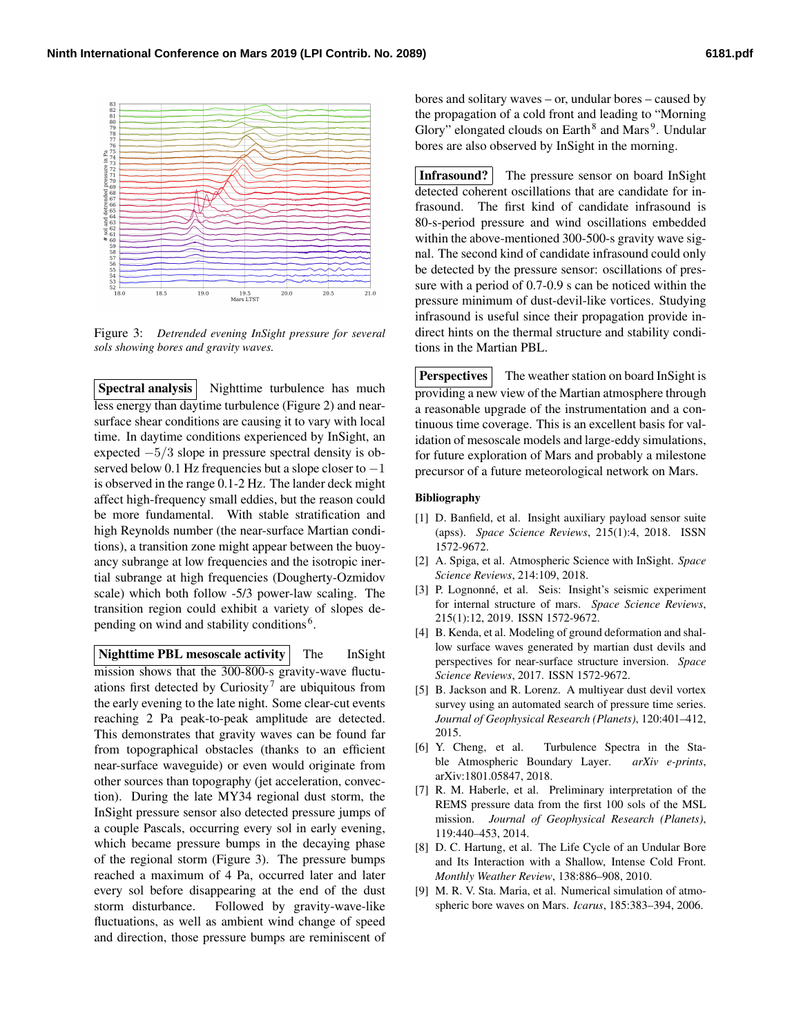83
82
81
80
79
78
77
76
75
74
73
72
71
70
69
68
67
66
65
64
63
62
61
60
59
58
57
56
55
54
53
52

# sol and detrended pressure in Pa

18.0 18.5 19.0 19.5 20.0 20.5 21.0

Mars LTST

Figure 3: *Detrended evening InSight pressure for several sols showing bores and gravity waves.*

**Spectral analysis** Nighttime turbulence has much less energy than daytime turbulence (Figure 2) and near-surface shear conditions are causing it to vary with local time. In daytime conditions experienced by InSight, an expected $-5/3$ slope in pressure spectral density is observed below 0.1 Hz frequencies but a slope closer to $-1$ is observed in the range 0.1-2 Hz. The lander deck might affect high-frequency small eddies, but the reason could be more fundamental. With stable stratification and high Reynolds number (the near-surface Martian conditions), a transition zone might appear between the buoyancy subrange at low frequencies and the isotropic inertial subrange at high frequencies (Dougherty-Ozmidov scale) which both follow -5/3 power-law scaling. The transition region could exhibit a variety of slopes depending on wind and stability conditions[6].

**Nighttime PBL mesoscale activity** The InSight mission shows that the 300-800-s gravity-wave fluctuations first detected by Curiosity[7] are ubiquitous from the early evening to the late night. Some clear-cut events reaching 2 Pa peak-to-peak amplitude are detected. This demonstrates that gravity waves can be found far from topographical obstacles (thanks to an efficient near-surface waveguide) or even would originate from other sources than topography (jet acceleration, convection). During the late MY34 regional dust storm, the InSight pressure sensor also detected pressure jumps of a couple Pascals, occurring every sol in early evening, which became pressure bumps in the decaying phase of the regional storm (Figure 3). The pressure bumps reached a maximum of 4 Pa, occurred later and later every sol before disappearing at the end of the dust storm disturbance. Followed by gravity-wave-like fluctuations, as well as ambient wind change of speed and direction, those pressure bumps are reminiscent of bores and solitary waves – or, undular bores – caused by the propagation of a cold front and leading to "Morning Glory" elongated clouds on Earth[8] and Mars[9]. Undular bores are also observed by InSight in the morning.

**Infrasound?** The pressure sensor on board InSight detected coherent oscillations that are candidate for infrasound. The first kind of candidate infrasound is 80-s-period pressure and wind oscillations embedded within the above-mentioned 300-500-s gravity wave signal. The second kind of candidate infrasound could only be detected by the pressure sensor: oscillations of pressure with a period of 0.7-0.9 s can be noticed within the pressure minimum of dust-devil-like vortices. Studying infrasound is useful since their propagation provide indirect hints on the thermal structure and stability conditions in the Martian PBL.

**Perspectives** The weather station on board InSight is providing a new view of the Martian atmosphere through a reasonable upgrade of the instrumentation and a continuous time coverage. This is an excellent basis for validation of mesoscale models and large-eddy simulations, for future exploration of Mars and probably a milestone precursor of a future meteorological network on Mars.

## Bibliography

[1] D. Banfield, et al. Insight auxiliary payload sensor suite (apss). *Space Science Reviews*, 215(1):4, 2018. ISSN 1572-9672.

[2] A. Spiga, et al. Atmospheric Science with InSight. *Space Science Reviews*, 214:109, 2018.

[3] P. Lognonné, et al. Seis: Insight's seismic experiment for internal structure of mars. *Space Science Reviews*, 215(1):12, 2019. ISSN 1572-9672.

[4] B. Kenda, et al. Modeling of ground deformation and shallow surface waves generated by martian dust devils and perspectives for near-surface structure inversion. *Space Science Reviews*, 2017. ISSN 1572-9672.

[5] B. Jackson and R. Lorenz. A multiyear dust devil vortex survey using an automated search of pressure time series. *Journal of Geophysical Research (Planets)*, 120:401–412, 2015.

[6] Y. Cheng, et al. Turbulence Spectra in the Stable Atmospheric Boundary Layer. *arXiv e-prints*, arXiv:1801.05847, 2018.

[7] R. M. Haberle, et al. Preliminary interpretation of the REMS pressure data from the first 100 sols of the MSL mission. *Journal of Geophysical Research (Planets)*, 119:440–453, 2014.

[8] D. C. Hartung, et al. The Life Cycle of an Undular Bore and Its Interaction with a Shallow, Intense Cold Front. *Monthly Weather Review*, 138:886–908, 2010.

[9] M. R. V. Sta. Maria, et al. Numerical simulation of atmospheric bore waves on Mars. *Icarus*, 185:383–394, 2006.